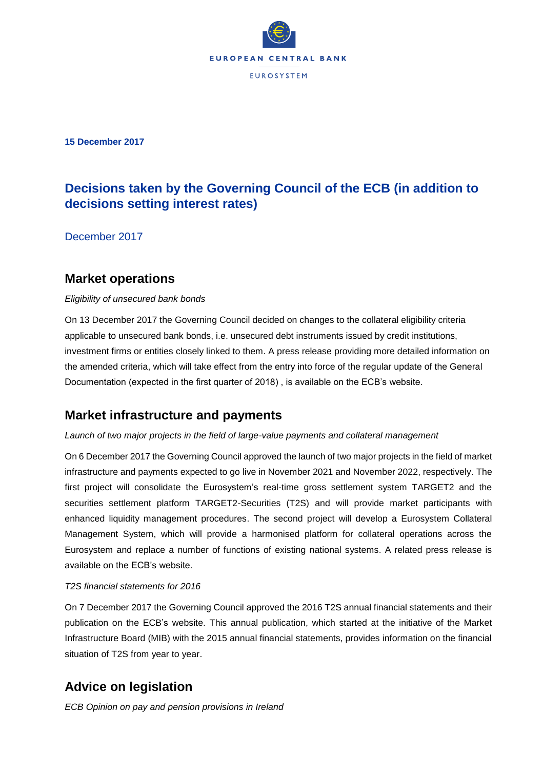**15 December 2017**

# Decisions taken by the Governing Council of the ECB (in addition to decisions setting interest rates)

December 2017

## Market operations

*Eligibility of unsecured bank bonds*

On 13 December 2017 the Governing Council decided on changes to the collateral eligibility criteria applicable to unsecured bank bonds, i.e. unsecured debt instruments issued by credit institutions, investment firms or entities closely linked to them. A press release providing more detailed information on the amended criteria, which will take effect from the entry into force of the regular update of the General Documentation (expected in the first quarter of 2018) , is available on the ECB's website.

## Market infrastructure and payments

*Launch of two major projects in the field of large-value payments and collateral management*

On 6 December 2017 the Governing Council approved the launch of two major projects in the field of market infrastructure and payments expected to go live in November 2021 and November 2022, respectively. The first project will consolidate the Eurosystem's real-time gross settlement system TARGET2 and the securities settlement platform TARGET2-Securities (T2S) and will provide market participants with enhanced liquidity management procedures. The second project will develop a Eurosystem Collateral Management System, which will provide a harmonised platform for collateral operations across the Eurosystem and replace a number of functions of existing national systems. A related press release is available on the ECB's website.

*T2S financial statements for 2016*

On 7 December 2017 the Governing Council approved the 2016 T2S annual financial statements and their publication on the ECB's website. This annual publication, which started at the initiative of the Market Infrastructure Board (MIB) with the 2015 annual financial statements, provides information on the financial situation of T2S from year to year.

## Advice on legislation

*ECB Opinion on pay and pension provisions in Ireland*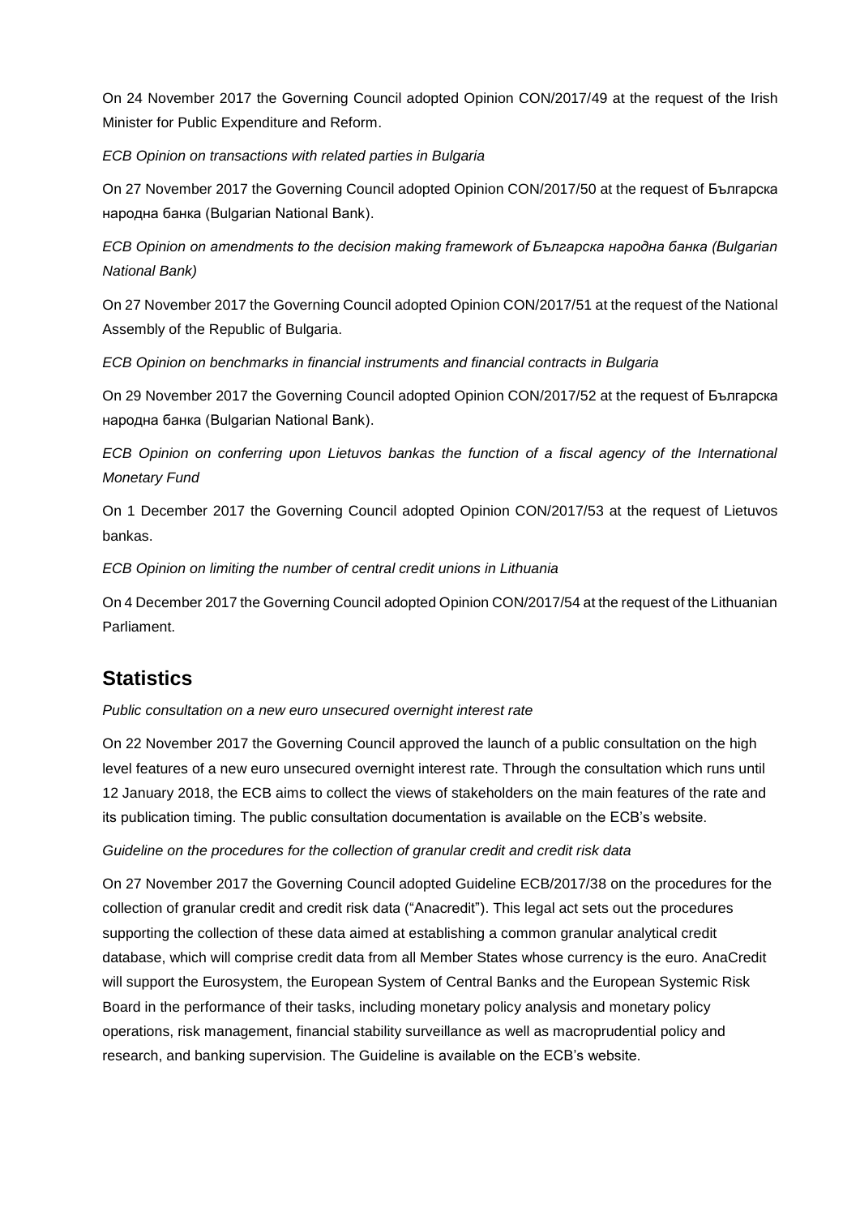On 24 November 2017 the Governing Council adopted Opinion CON/2017/49 at the request of the Irish Minister for Public Expenditure and Reform.

*ECB Opinion on transactions with related parties in Bulgaria*

On 27 November 2017 the Governing Council adopted Opinion CON/2017/50 at the request of Българска народна банка (Bulgarian National Bank).

*ECB Opinion on amendments to the decision making framework of Българска народна банка (Bulgarian National Bank)*

On 27 November 2017 the Governing Council adopted Opinion CON/2017/51 at the request of the National Assembly of the Republic of Bulgaria.

*ECB Opinion on benchmarks in financial instruments and financial contracts in Bulgaria*

On 29 November 2017 the Governing Council adopted Opinion CON/2017/52 at the request of Българска народна банка (Bulgarian National Bank).

*ECB Opinion on conferring upon Lietuvos bankas the function of a fiscal agency of the International Monetary Fund*

On 1 December 2017 the Governing Council adopted Opinion CON/2017/53 at the request of Lietuvos bankas.

*ECB Opinion on limiting the number of central credit unions in Lithuania*

On 4 December 2017 the Governing Council adopted Opinion CON/2017/54 at the request of the Lithuanian Parliament.

## Statistics

*Public consultation on a new euro unsecured overnight interest rate*

On 22 November 2017 the Governing Council approved the launch of a public consultation on the high level features of a new euro unsecured overnight interest rate. Through the consultation which runs until 12 January 2018, the ECB aims to collect the views of stakeholders on the main features of the rate and its publication timing. The public consultation documentation is available on the ECB's website.

*Guideline on the procedures for the collection of granular credit and credit risk data*

On 27 November 2017 the Governing Council adopted Guideline ECB/2017/38 on the procedures for the collection of granular credit and credit risk data ("Anacredit"). This legal act sets out the procedures supporting the collection of these data aimed at establishing a common granular analytical credit database, which will comprise credit data from all Member States whose currency is the euro. AnaCredit will support the Eurosystem, the European System of Central Banks and the European Systemic Risk Board in the performance of their tasks, including monetary policy analysis and monetary policy operations, risk management, financial stability surveillance as well as macroprudential policy and research, and banking supervision. The Guideline is available on the ECB's website.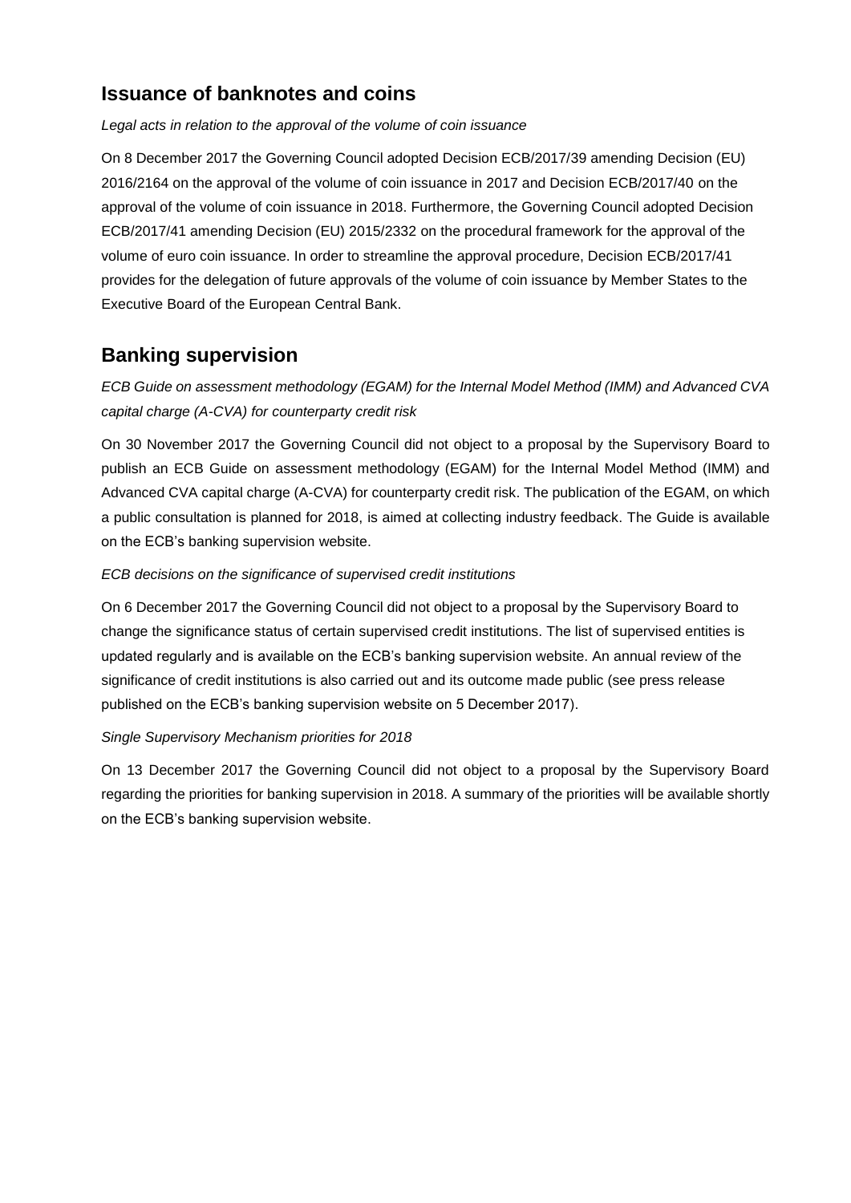## Issuance of banknotes and coins

*Legal acts in relation to the approval of the volume of coin issuance*

On 8 December 2017 the Governing Council adopted Decision ECB/2017/39 amending Decision (EU) 2016/2164 on the approval of the volume of coin issuance in 2017 and Decision ECB/2017/40 on the approval of the volume of coin issuance in 2018. Furthermore, the Governing Council adopted Decision ECB/2017/41 amending Decision (EU) 2015/2332 on the procedural framework for the approval of the volume of euro coin issuance. In order to streamline the approval procedure, Decision ECB/2017/41 provides for the delegation of future approvals of the volume of coin issuance by Member States to the Executive Board of the European Central Bank.

## Banking supervision

*ECB Guide on assessment methodology (EGAM) for the Internal Model Method (IMM) and Advanced CVA capital charge (A-CVA) for counterparty credit risk*

On 30 November 2017 the Governing Council did not object to a proposal by the Supervisory Board to publish an ECB Guide on assessment methodology (EGAM) for the Internal Model Method (IMM) and Advanced CVA capital charge (A-CVA) for counterparty credit risk. The publication of the EGAM, on which a public consultation is planned for 2018, is aimed at collecting industry feedback. The Guide is available on the ECB's banking supervision website.

*ECB decisions on the significance of supervised credit institutions*

On 6 December 2017 the Governing Council did not object to a proposal by the Supervisory Board to change the significance status of certain supervised credit institutions. The list of supervised entities is updated regularly and is available on the ECB's banking supervision website. An annual review of the significance of credit institutions is also carried out and its outcome made public (see press release published on the ECB's banking supervision website on 5 December 2017).

*Single Supervisory Mechanism priorities for 2018*

On 13 December 2017 the Governing Council did not object to a proposal by the Supervisory Board regarding the priorities for banking supervision in 2018. A summary of the priorities will be available shortly on the ECB's banking supervision website.